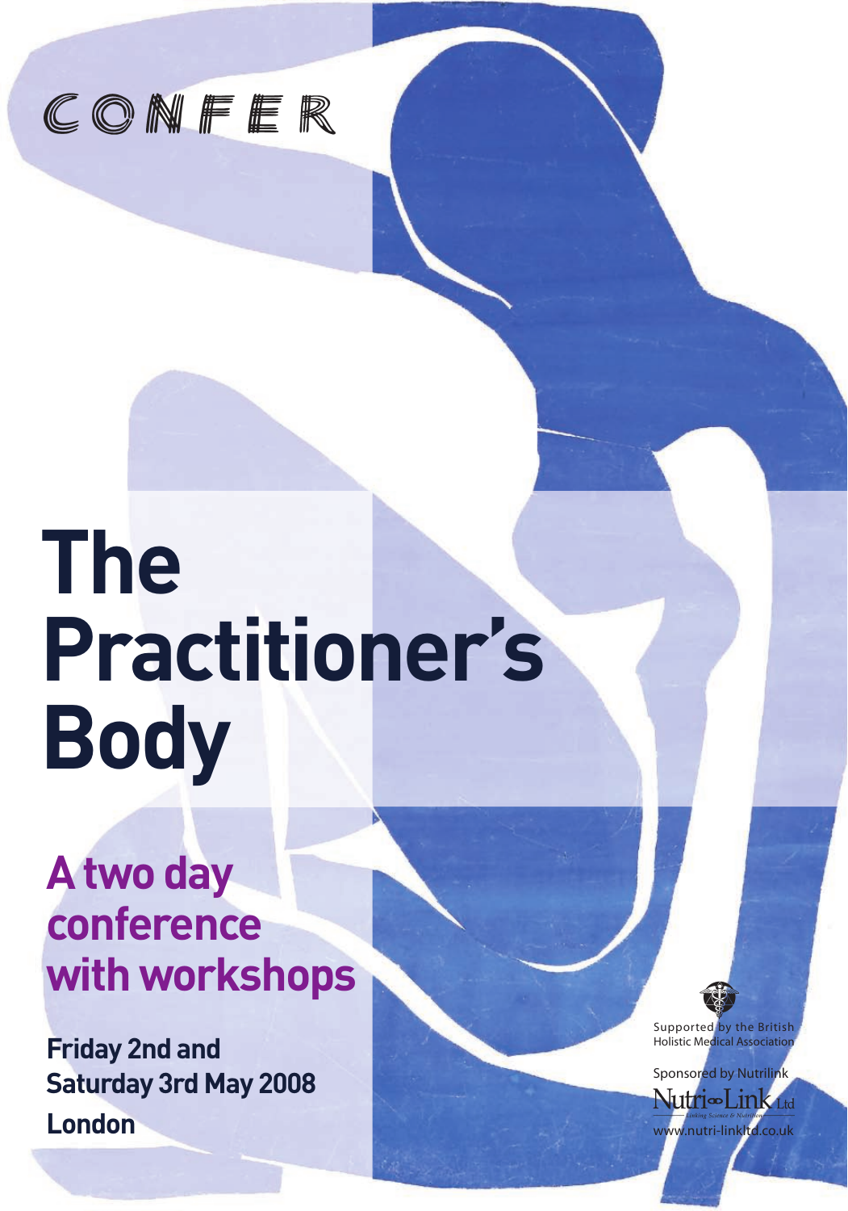CONFER

# The Practitioner's Body

## A two day conference with workshops

**Friday 2nd and Saturday 3rd May 2008**

**London**

Supported by the British Holistic Medical Association

Sponsored by Nutrilink

Nutri-Link Ltd

Linking Science & Nutrition

www.nutri-linkltd.co.uk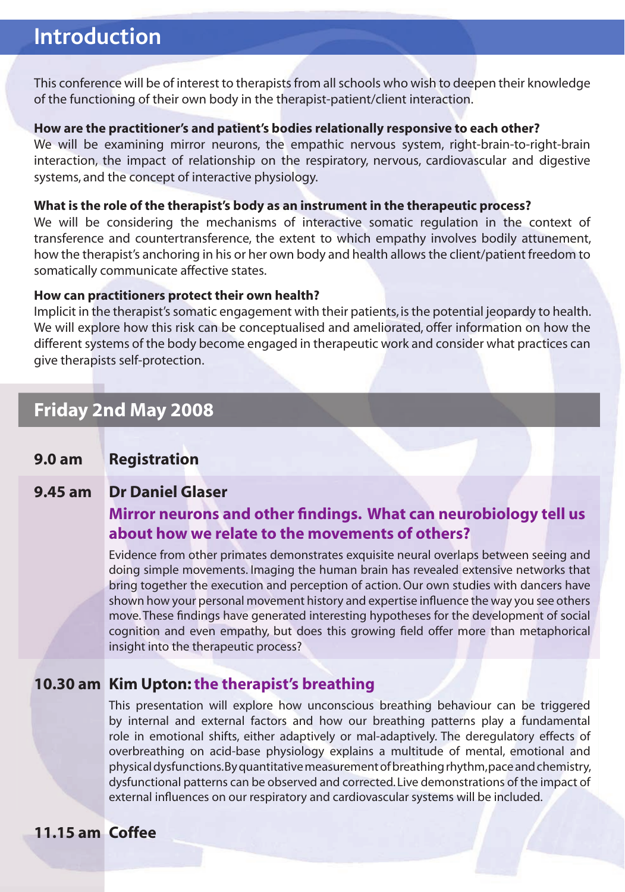## Introduction

This conference will be of interest to therapists from all schools who wish to deepen their knowledge of the functioning of their own body in the therapist-patient/client interaction.

**How are the practitioner's and patient's bodies relationally responsive to each other?**
We will be examining mirror neurons, the empathic nervous system, right-brain-to-right-brain interaction, the impact of relationship on the respiratory, nervous, cardiovascular and digestive systems, and the concept of interactive physiology.

**What is the role of the therapist's body as an instrument in the therapeutic process?**
We will be considering the mechanisms of interactive somatic regulation in the context of transference and countertransference, the extent to which empathy involves bodily attunement, how the therapist's anchoring in his or her own body and health allows the client/patient freedom to somatically communicate affective states.

**How can practitioners protect their own health?**
Implicit in the therapist's somatic engagement with their patients, is the potential jeopardy to health. We will explore how this risk can be conceptualised and ameliorated, offer information on how the different systems of the body become engaged in therapeutic work and consider what practices can give therapists self-protection.

## Friday 2nd May 2008

**9.0 am** **Registration**

**9.45 am** **Dr Daniel Glaser**

**Mirror neurons and other findings. What can neurobiology tell us about how we relate to the movements of others?**

Evidence from other primates demonstrates exquisite neural overlaps between seeing and doing simple movements. Imaging the human brain has revealed extensive networks that bring together the execution and perception of action. Our own studies with dancers have shown how your personal movement history and expertise influence the way you see others move. These findings have generated interesting hypotheses for the development of social cognition and even empathy, but does this growing field offer more than metaphorical insight into the therapeutic process?

**10.30 am** **Kim Upton: the therapist's breathing**

This presentation will explore how unconscious breathing behaviour can be triggered by internal and external factors and how our breathing patterns play a fundamental role in emotional shifts, either adaptively or mal-adaptively. The deregulatory effects of overbreathing on acid-base physiology explains a multitude of mental, emotional and physical dysfunctions. By quantitative measurement of breathing rhythm, pace and chemistry, dysfunctional patterns can be observed and corrected. Live demonstrations of the impact of external influences on our respiratory and cardiovascular systems will be included.

**11.15 am** **Coffee**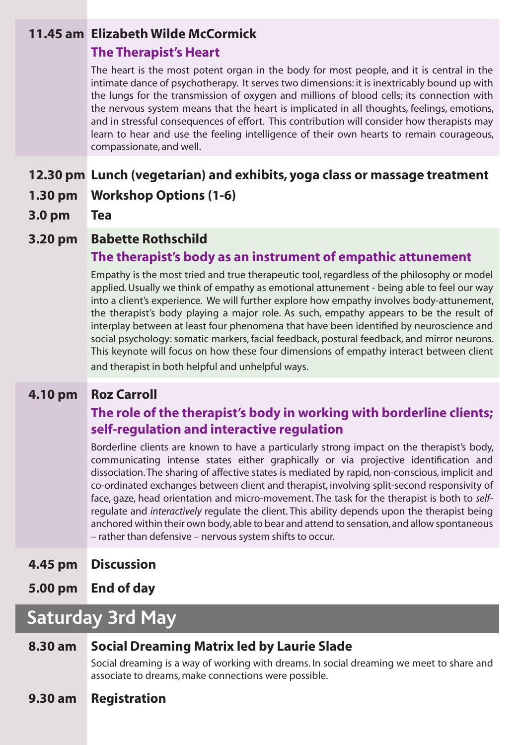**11.45 am** **Elizabeth Wilde McCormick**

**The Therapist's Heart**

The heart is the most potent organ in the body for most people, and it is central in the intimate dance of psychotherapy. It serves two dimensions: it is inextricably bound up with the lungs for the transmission of oxygen and millions of blood cells; its connection with the nervous system means that the heart is implicated in all thoughts, feelings, emotions, and in stressful consequences of effort. This contribution will consider how therapists may learn to hear and use the feeling intelligence of their own hearts to remain courageous, compassionate, and well.

**12.30 pm** **Lunch (vegetarian) and exhibits, yoga class or massage treatment**

**1.30 pm** **Workshop Options (1-6)**

**3.0 pm** **Tea**

**3.20 pm** **Babette Rothschild**

**The therapist's body as an instrument of empathic attunement**

Empathy is the most tried and true therapeutic tool, regardless of the philosophy or model applied. Usually we think of empathy as emotional attunement - being able to feel our way into a client's experience. We will further explore how empathy involves body-attunement, the therapist's body playing a major role. As such, empathy appears to be the result of interplay between at least four phenomena that have been identified by neuroscience and social psychology: somatic markers, facial feedback, postural feedback, and mirror neurons. This keynote will focus on how these four dimensions of empathy interact between client and therapist in both helpful and unhelpful ways.

**4.10 pm** **Roz Carroll**

**The role of the therapist's body in working with borderline clients; self-regulation and interactive regulation**

Borderline clients are known to have a particularly strong impact on the therapist's body, communicating intense states either graphically or via projective identification and dissociation. The sharing of affective states is mediated by rapid, non-conscious, implicit and co-ordinated exchanges between client and therapist, involving split-second responsivity of face, gaze, head orientation and micro-movement. The task for the therapist is both to *self*-regulate and *interactively* regulate the client. This ability depends upon the therapist being anchored within their own body, able to bear and attend to sensation, and allow spontaneous – rather than defensive – nervous system shifts to occur.

**4.45 pm** **Discussion**

**5.00 pm** **End of day**

## Saturday 3rd May

**8.30 am** **Social Dreaming Matrix led by Laurie Slade**

Social dreaming is a way of working with dreams. In social dreaming we meet to share and associate to dreams, make connections were possible.

**9.30 am** **Registration**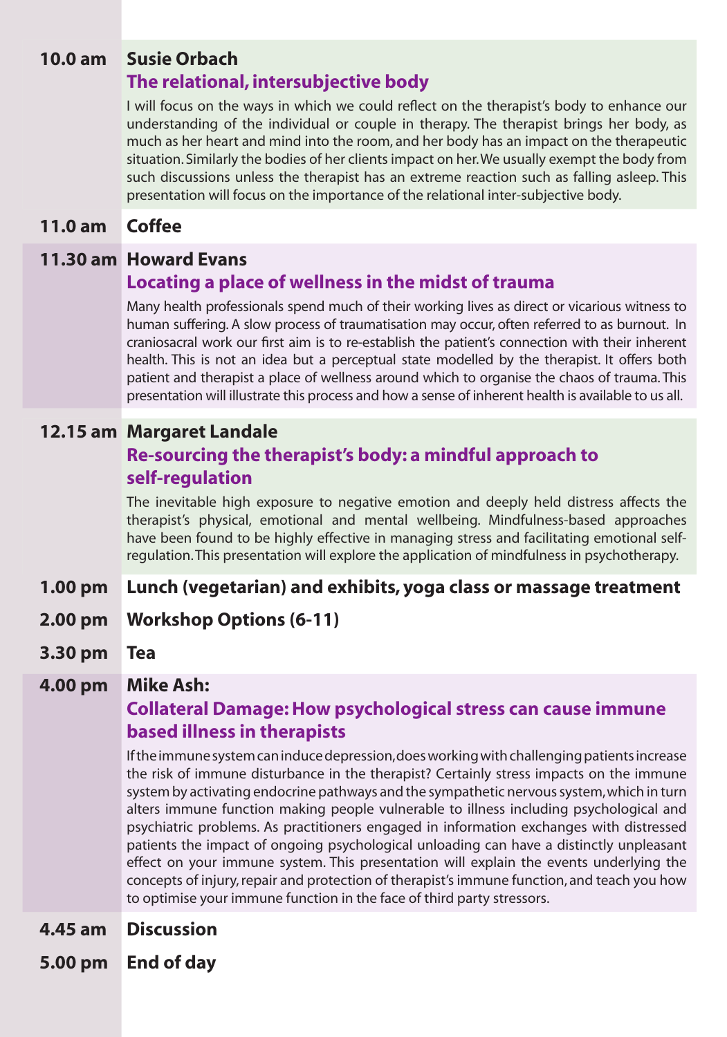**10.0 am** **Susie Orbach**

### The relational, intersubjective body

I will focus on the ways in which we could reflect on the therapist's body to enhance our understanding of the individual or couple in therapy. The therapist brings her body, as much as her heart and mind into the room, and her body has an impact on the therapeutic situation. Similarly the bodies of her clients impact on her. We usually exempt the body from such discussions unless the therapist has an extreme reaction such as falling asleep. This presentation will focus on the importance of the relational inter-subjective body.

**11.0 am** **Coffee**

**11.30 am** **Howard Evans**

### Locating a place of wellness in the midst of trauma

Many health professionals spend much of their working lives as direct or vicarious witness to human suffering. A slow process of traumatisation may occur, often referred to as burnout. In craniosacral work our first aim is to re-establish the patient's connection with their inherent health. This is not an idea but a perceptual state modelled by the therapist. It offers both patient and therapist a place of wellness around which to organise the chaos of trauma. This presentation will illustrate this process and how a sense of inherent health is available to us all.

**12.15 am** **Margaret Landale**

### Re-sourcing the therapist's body: a mindful approach to self-regulation

The inevitable high exposure to negative emotion and deeply held distress affects the therapist's physical, emotional and mental wellbeing. Mindfulness-based approaches have been found to be highly effective in managing stress and facilitating emotional self-regulation. This presentation will explore the application of mindfulness in psychotherapy.

**1.00 pm** **Lunch (vegetarian) and exhibits, yoga class or massage treatment**

**2.00 pm** **Workshop Options (6-11)**

**3.30 pm** **Tea**

**4.00 pm** **Mike Ash:**

### Collateral Damage: How psychological stress can cause immune based illness in therapists

If the immune system can induce depression, does working with challenging patients increase the risk of immune disturbance in the therapist? Certainly stress impacts on the immune system by activating endocrine pathways and the sympathetic nervous system, which in turn alters immune function making people vulnerable to illness including psychological and psychiatric problems. As practitioners engaged in information exchanges with distressed patients the impact of ongoing psychological unloading can have a distinctly unpleasant effect on your immune system. This presentation will explain the events underlying the concepts of injury, repair and protection of therapist's immune function, and teach you how to optimise your immune function in the face of third party stressors.

**4.45 am** **Discussion**

**5.00 pm** **End of day**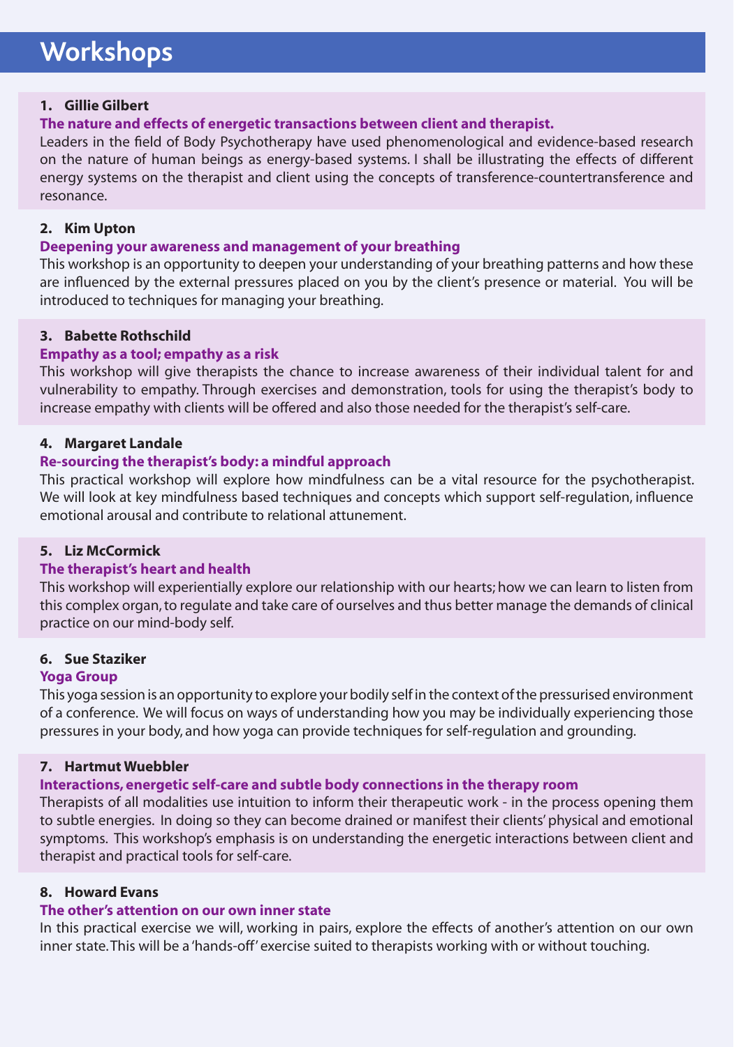# Workshops

**1. Gillie Gilbert**

**The nature and effects of energetic transactions between client and therapist.**

Leaders in the field of Body Psychotherapy have used phenomenological and evidence-based research on the nature of human beings as energy-based systems. I shall be illustrating the effects of different energy systems on the therapist and client using the concepts of transference-countertransference and resonance.

**2. Kim Upton**

**Deepening your awareness and management of your breathing**

This workshop is an opportunity to deepen your understanding of your breathing patterns and how these are influenced by the external pressures placed on you by the client's presence or material. You will be introduced to techniques for managing your breathing.

**3. Babette Rothschild**

**Empathy as a tool; empathy as a risk**

This workshop will give therapists the chance to increase awareness of their individual talent for and vulnerability to empathy. Through exercises and demonstration, tools for using the therapist's body to increase empathy with clients will be offered and also those needed for the therapist's self-care.

**4. Margaret Landale**

**Re-sourcing the therapist's body: a mindful approach**

This practical workshop will explore how mindfulness can be a vital resource for the psychotherapist. We will look at key mindfulness based techniques and concepts which support self-regulation, influence emotional arousal and contribute to relational attunement.

**5. Liz McCormick**

**The therapist's heart and health**

This workshop will experientially explore our relationship with our hearts; how we can learn to listen from this complex organ, to regulate and take care of ourselves and thus better manage the demands of clinical practice on our mind-body self.

**6. Sue Staziker**

**Yoga Group**

This yoga session is an opportunity to explore your bodily self in the context of the pressurised environment of a conference. We will focus on ways of understanding how you may be individually experiencing those pressures in your body, and how yoga can provide techniques for self-regulation and grounding.

**7. Hartmut Wuebbler**

**Interactions, energetic self-care and subtle body connections in the therapy room**

Therapists of all modalities use intuition to inform their therapeutic work - in the process opening them to subtle energies. In doing so they can become drained or manifest their clients' physical and emotional symptoms. This workshop's emphasis is on understanding the energetic interactions between client and therapist and practical tools for self-care.

**8. Howard Evans**

**The other's attention on our own inner state**

In this practical exercise we will, working in pairs, explore the effects of another's attention on our own inner state. This will be a 'hands-off' exercise suited to therapists working with or without touching.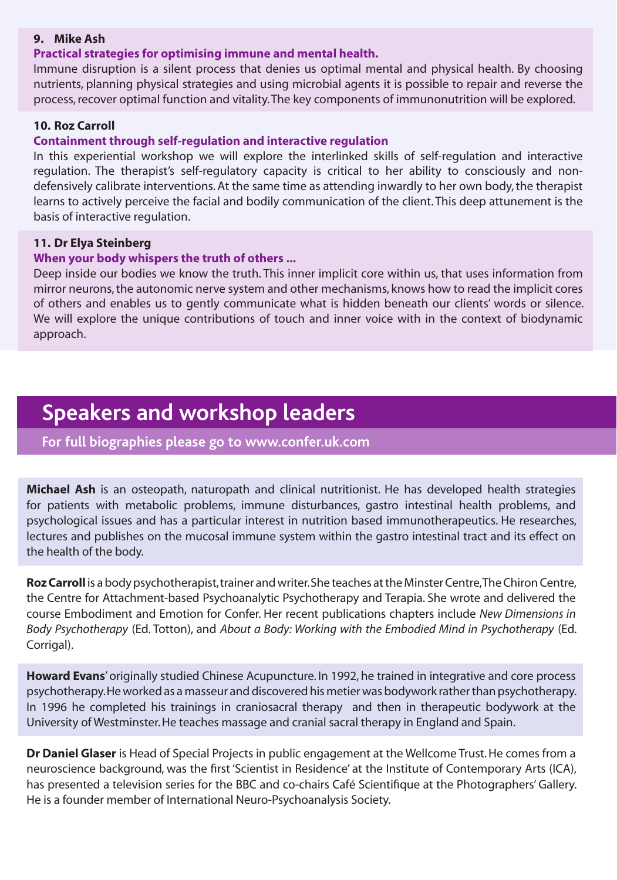**9. Mike Ash**

**Practical strategies for optimising immune and mental health.**

Immune disruption is a silent process that denies us optimal mental and physical health. By choosing nutrients, planning physical strategies and using microbial agents it is possible to repair and reverse the process, recover optimal function and vitality. The key components of immunonutrition will be explored.

**10. Roz Carroll**

**Containment through self-regulation and interactive regulation**

In this experiential workshop we will explore the interlinked skills of self-regulation and interactive regulation. The therapist's self-regulatory capacity is critical to her ability to consciously and non-defensively calibrate interventions. At the same time as attending inwardly to her own body, the therapist learns to actively perceive the facial and bodily communication of the client. This deep attunement is the basis of interactive regulation.

**11. Dr Elya Steinberg**

**When your body whispers the truth of others ...**

Deep inside our bodies we know the truth. This inner implicit core within us, that uses information from mirror neurons, the autonomic nerve system and other mechanisms, knows how to read the implicit cores of others and enables us to gently communicate what is hidden beneath our clients' words or silence. We will explore the unique contributions of touch and inner voice with in the context of biodynamic approach.

## Speakers and workshop leaders

**For full biographies please go to www.confer.uk.com**

**Michael Ash** is an osteopath, naturopath and clinical nutritionist. He has developed health strategies for patients with metabolic problems, immune disturbances, gastro intestinal health problems, and psychological issues and has a particular interest in nutrition based immunotherapeutics. He researches, lectures and publishes on the mucosal immune system within the gastro intestinal tract and its effect on the health of the body.

**Roz Carroll** is a body psychotherapist, trainer and writer. She teaches at the Minster Centre, The Chiron Centre, the Centre for Attachment-based Psychoanalytic Psychotherapy and Terapia. She wrote and delivered the course Embodiment and Emotion for Confer. Her recent publications chapters include *New Dimensions in Body Psychotherapy* (Ed. Totton), and *About a Body: Working with the Embodied Mind in Psychotherapy* (Ed. Corrigal).

**Howard Evans**' originally studied Chinese Acupuncture. In 1992, he trained in integrative and core process psychotherapy. He worked as a masseur and discovered his metier was bodywork rather than psychotherapy. In 1996 he completed his trainings in craniosacral therapy and then in therapeutic bodywork at the University of Westminster. He teaches massage and cranial sacral therapy in England and Spain.

**Dr Daniel Glaser** is Head of Special Projects in public engagement at the Wellcome Trust. He comes from a neuroscience background, was the first 'Scientist in Residence' at the Institute of Contemporary Arts (ICA), has presented a television series for the BBC and co-chairs Café Scientifique at the Photographers' Gallery. He is a founder member of International Neuro-Psychoanalysis Society.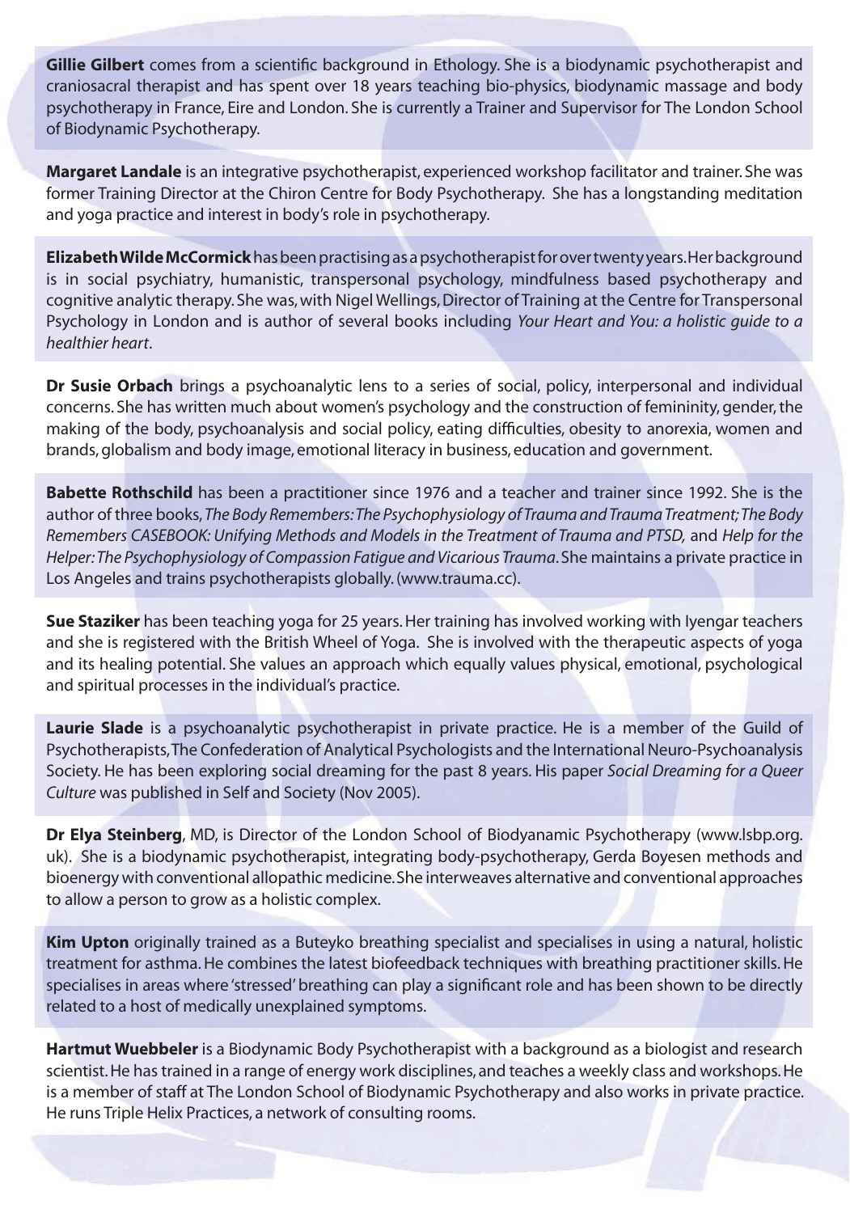**Gillie Gilbert** comes from a scientific background in Ethology. She is a biodynamic psychotherapist and craniosacral therapist and has spent over 18 years teaching bio-physics, biodynamic massage and body psychotherapy in France, Eire and London. She is currently a Trainer and Supervisor for The London School of Biodynamic Psychotherapy.

**Margaret Landale** is an integrative psychotherapist, experienced workshop facilitator and trainer. She was former Training Director at the Chiron Centre for Body Psychotherapy. She has a longstanding meditation and yoga practice and interest in body's role in psychotherapy.

**Elizabeth Wilde McCormick** has been practising as a psychotherapist for over twenty years. Her background is in social psychiatry, humanistic, transpersonal psychology, mindfulness based psychotherapy and cognitive analytic therapy. She was, with Nigel Wellings, Director of Training at the Centre for Transpersonal Psychology in London and is author of several books including *Your Heart and You: a holistic guide to a healthier heart*.

**Dr Susie Orbach** brings a psychoanalytic lens to a series of social, policy, interpersonal and individual concerns. She has written much about women's psychology and the construction of femininity, gender, the making of the body, psychoanalysis and social policy, eating difficulties, obesity to anorexia, women and brands, globalism and body image, emotional literacy in business, education and government.

**Babette Rothschild** has been a practitioner since 1976 and a teacher and trainer since 1992. She is the author of three books, *The Body Remembers: The Psychophysiology of Trauma and Trauma Treatment; The Body Remembers CASEBOOK: Unifying Methods and Models in the Treatment of Trauma and PTSD,* and *Help for the Helper: The Psychophysiology of Compassion Fatigue and Vicarious Trauma*. She maintains a private practice in Los Angeles and trains psychotherapists globally. (www.trauma.cc).

**Sue Staziker** has been teaching yoga for 25 years. Her training has involved working with Iyengar teachers and she is registered with the British Wheel of Yoga. She is involved with the therapeutic aspects of yoga and its healing potential. She values an approach which equally values physical, emotional, psychological and spiritual processes in the individual's practice.

**Laurie Slade** is a psychoanalytic psychotherapist in private practice. He is a member of the Guild of Psychotherapists, The Confederation of Analytical Psychologists and the International Neuro-Psychoanalysis Society. He has been exploring social dreaming for the past 8 years. His paper *Social Dreaming for a Queer Culture* was published in Self and Society (Nov 2005).

**Dr Elya Steinberg**, MD, is Director of the London School of Biodyanamic Psychotherapy (www.lsbp.org.uk). She is a biodynamic psychotherapist, integrating body-psychotherapy, Gerda Boyesen methods and bioenergy with conventional allopathic medicine. She interweaves alternative and conventional approaches to allow a person to grow as a holistic complex.

**Kim Upton** originally trained as a Buteyko breathing specialist and specialises in using a natural, holistic treatment for asthma. He combines the latest biofeedback techniques with breathing practitioner skills. He specialises in areas where 'stressed' breathing can play a significant role and has been shown to be directly related to a host of medically unexplained symptoms.

**Hartmut Wuebbeler** is a Biodynamic Body Psychotherapist with a background as a biologist and research scientist. He has trained in a range of energy work disciplines, and teaches a weekly class and workshops. He is a member of staff at The London School of Biodynamic Psychotherapy and also works in private practice. He runs Triple Helix Practices, a network of consulting rooms.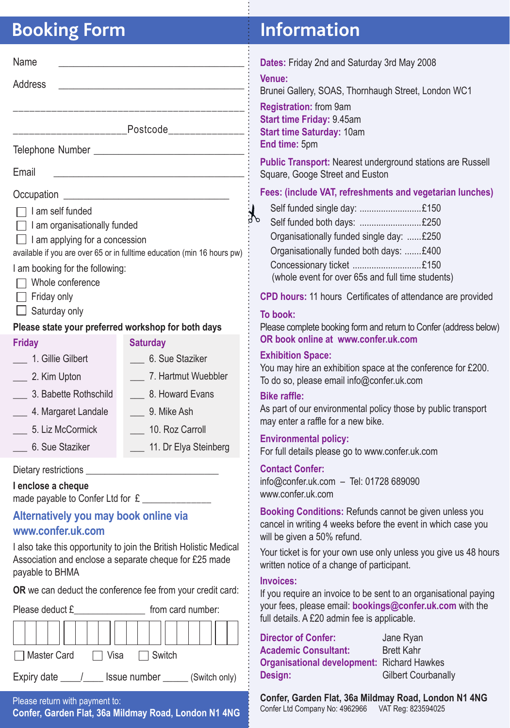## Booking Form

Name ____________________________________

Address ____________________________________

____________________________________________

____________________Postcode______________

Telephone Number ____________________________

Email ____________________________________

Occupation ________________________________

- ☐ I am self funded
- ☐ I am organisationally funded
- ☐ I am applying for a concession

available if you are over 65 or in fulltime education (min 16 hours pw)

I am booking for the following:

- ☐ Whole conference
- ☐ Friday only
- ☐ Saturday only

**Please state your preferred workshop for both days**

| Friday | Saturday |
|---|---|
| ___ 1. Gillie Gilbert | ___ 6. Sue Staziker |
| ___ 2. Kim Upton | ___ 7. Hartmut Wuebbler |
| ___ 3. Babette Rothschild | ___ 8. Howard Evans |
| ___ 4. Margaret Landale | ___ 9. Mike Ash |
| ___ 5. Liz McCormick | ___ 10. Roz Carroll |
| ___ 6. Sue Staziker | ___ 11. Dr Elya Steinberg |

Dietary restrictions ___________________________

**I enclose a cheque**
made payable to Confer Ltd for £ _____________

**Alternatively you may book online via www.confer.uk.com**

I also take this opportunity to join the British Holistic Medical Association and enclose a separate cheque for £25 made payable to BHMA

**OR** we can deduct the conference fee from your credit card:

Please deduct £______________ from card number:

☐☐☐☐ ☐☐☐☐ ☐☐☐☐ ☐☐☐☐ ☐☐

☐ Master Card ☐ Visa ☐ Switch

Expiry date ____/____ Issue number _____ (Switch only)

Please return with payment to:
**Confer, Garden Flat, 36a Mildmay Road, London N1 4NG**

## Information

**Dates:** Friday 2nd and Saturday 3rd May 2008

**Venue:**
Brunei Gallery, SOAS, Thornhaugh Street, London WC1

**Registration:** from 9am
**Start time Friday:** 9.45am
**Start time Saturday:** 10am
**End time:** 5pm

**Public Transport:** Nearest underground stations are Russell Square, Googe Street and Euston

**Fees: (include VAT, refreshments and vegetarian lunches)**

Self funded single day: ..........................£150
Self funded both days: ..........................£250
Organisationally funded single day: ......£250
Organisationally funded both days: .......£400
Concessionary ticket ............................£150
(whole event for over 65s and full time students)

**CPD hours:** 11 hours Certificates of attendance are provided

**To book:**
Please complete booking form and return to Confer (address below)
**OR book online at www.confer.uk.com**

**Exhibition Space:**
You may hire an exhibition space at the conference for £200. To do so, please email info@confer.uk.com

**Bike raffle:**
As part of our environmental policy those by public transport may enter a raffle for a new bike.

**Environmental policy:**
For full details please go to www.confer.uk.com

**Contact Confer:**
info@confer.uk.com – Tel: 01728 689090
www.confer.uk.com

**Booking Conditions:** Refunds cannot be given unless you cancel in writing 4 weeks before the event in which case you will be given a 50% refund.

Your ticket is for your own use only unless you give us 48 hours written notice of a change of participant.

**Invoices:**
If you require an invoice to be sent to an organisational paying your fees, please email: **bookings@confer.uk.com** with the full details. A £20 admin fee is applicable.

**Director of Confer:** Jane Ryan
**Academic Consultant:** Brett Kahr
**Organisational development:** Richard Hawkes
**Design:** Gilbert Courbanally

**Confer, Garden Flat, 36a Mildmay Road, London N1 4NG**
Confer Ltd Company No: 4962966 VAT Reg: 823594025